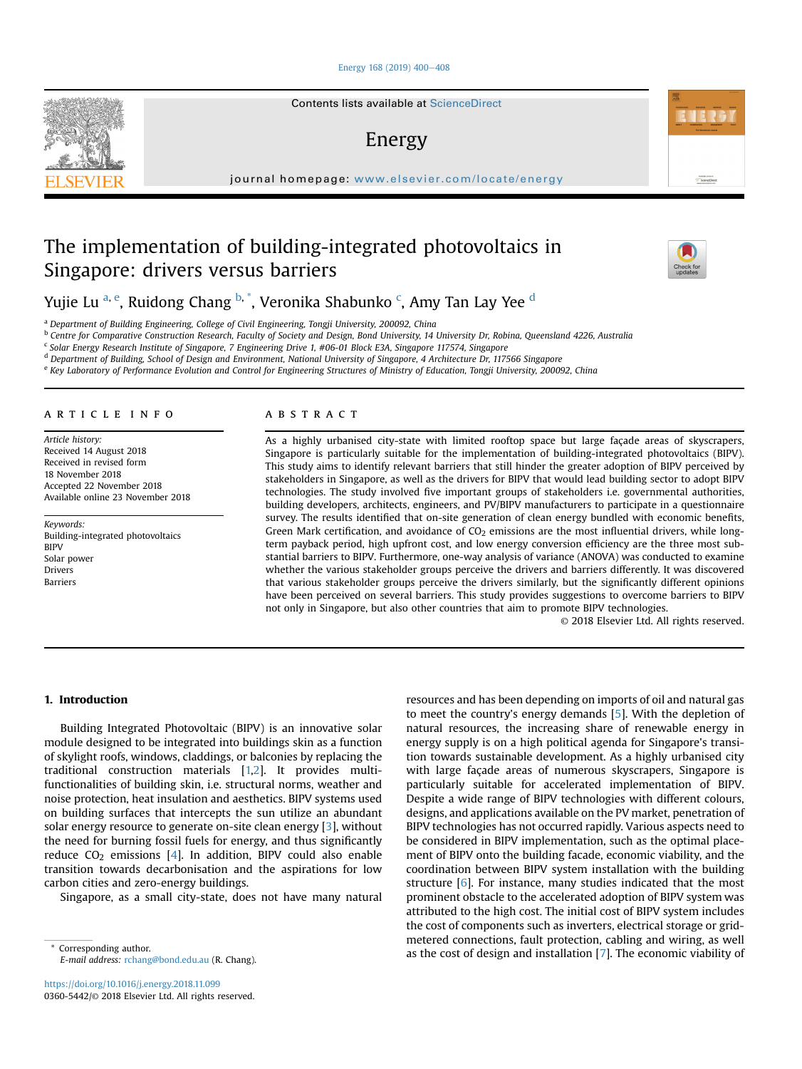# The implementation of building-integrated photovoltaics in Singapore: drivers versus barriers

Yujie Lu [a, e], Ruidong Chang [b, *], Veronika Shabunko [c], Amy Tan Lay Yee [d]

[a] Department of Building Engineering, College of Civil Engineering, Tongji University, 200092, China
[b] Centre for Comparative Construction Research, Faculty of Society and Design, Bond University, 14 University Dr, Robina, Queensland 4226, Australia
[c] Solar Energy Research Institute of Singapore, 7 Engineering Drive 1, #06-01 Block E3A, Singapore 117574, Singapore
[d] Department of Building, School of Design and Environment, National University of Singapore, 4 Architecture Dr, 117566 Singapore
[e] Key Laboratory of Performance Evolution and Control for Engineering Structures of Ministry of Education, Tongji University, 200092, China

## ARTICLE INFO

*Article history:*
Received 14 August 2018
Received in revised form
18 November 2018
Accepted 22 November 2018
Available online 23 November 2018

*Keywords:*
Building-integrated photovoltaics
BIPV
Solar power
Drivers
Barriers

## ABSTRACT

As a highly urbanised city-state with limited rooftop space but large façade areas of skyscrapers, Singapore is particularly suitable for the implementation of building-integrated photovoltaics (BIPV). This study aims to identify relevant barriers that still hinder the greater adoption of BIPV perceived by stakeholders in Singapore, as well as the drivers for BIPV that would lead building sector to adopt BIPV technologies. The study involved five important groups of stakeholders i.e. governmental authorities, building developers, architects, engineers, and PV/BIPV manufacturers to participate in a questionnaire survey. The results identified that on-site generation of clean energy bundled with economic benefits, Green Mark certification, and avoidance of $CO_2$ emissions are the most influential drivers, while long-term payback period, high upfront cost, and low energy conversion efficiency are the three most substantial barriers to BIPV. Furthermore, one-way analysis of variance (ANOVA) was conducted to examine whether the various stakeholder groups perceive the drivers and barriers differently. It was discovered that various stakeholder groups perceive the drivers similarly, but the significantly different opinions have been perceived on several barriers. This study provides suggestions to overcome barriers to BIPV not only in Singapore, but also other countries that aim to promote BIPV technologies.

© 2018 Elsevier Ltd. All rights reserved.

## 1. Introduction

Building Integrated Photovoltaic (BIPV) is an innovative solar module designed to be integrated into buildings skin as a function of skylight roofs, windows, claddings, or balconies by replacing the traditional construction materials [1,2]. It provides multi-functionalities of building skin, i.e. structural norms, weather and noise protection, heat insulation and aesthetics. BIPV systems used on building surfaces that intercepts the sun utilize an abundant solar energy resource to generate on-site clean energy [3], without the need for burning fossil fuels for energy, and thus significantly reduce $CO_2$ emissions [4]. In addition, BIPV could also enable transition towards decarbonisation and the aspirations for low carbon cities and zero-energy buildings.

Singapore, as a small city-state, does not have many natural resources and has been depending on imports of oil and natural gas to meet the country's energy demands [5]. With the depletion of natural resources, the increasing share of renewable energy in energy supply is on a high political agenda for Singapore's transition towards sustainable development. As a highly urbanised city with large façade areas of numerous skyscrapers, Singapore is particularly suitable for accelerated implementation of BIPV. Despite a wide range of BIPV technologies with different colours, designs, and applications available on the PV market, penetration of BIPV technologies has not occurred rapidly. Various aspects need to be considered in BIPV implementation, such as the optimal placement of BIPV onto the building facade, economic viability, and the coordination between BIPV system installation with the building structure [6]. For instance, many studies indicated that the most prominent obstacle to the accelerated adoption of BIPV system was attributed to the high cost. The initial cost of BIPV system includes the cost of components such as inverters, electrical storage or grid-metered connections, fault protection, cabling and wiring, as well as the cost of design and installation [7]. The economic viability of

\* Corresponding author.
E-mail address: rchang@bond.edu.au (R. Chang).

https://doi.org/10.1016/j.energy.2018.11.099
0360-5442/© 2018 Elsevier Ltd. All rights reserved.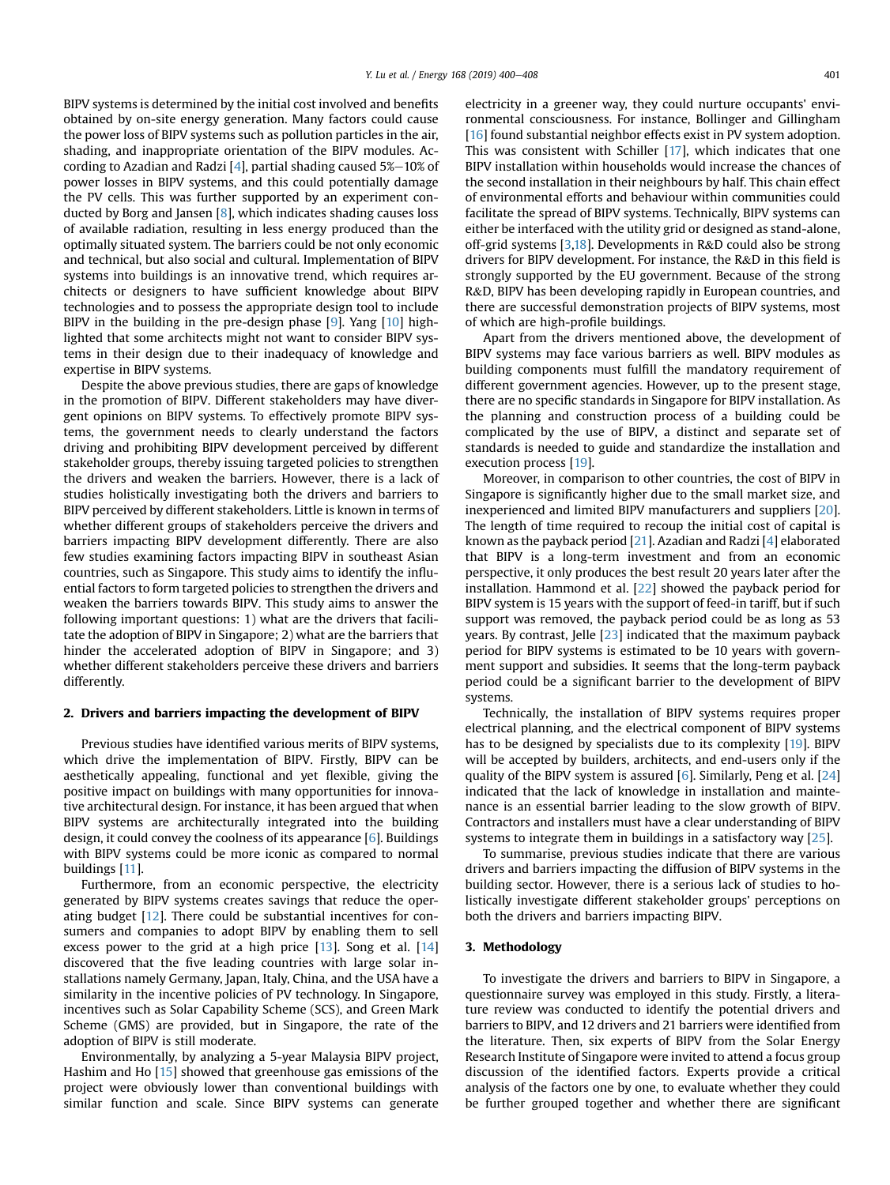BIPV systems is determined by the initial cost involved and benefits obtained by on-site energy generation. Many factors could cause the power loss of BIPV systems such as pollution particles in the air, shading, and inappropriate orientation of the BIPV modules. According to Azadian and Radzi [4], partial shading caused 5%–10% of power losses in BIPV systems, and this could potentially damage the PV cells. This was further supported by an experiment conducted by Borg and Jansen [8], which indicates shading causes loss of available radiation, resulting in less energy produced than the optimally situated system. The barriers could be not only economic and technical, but also social and cultural. Implementation of BIPV systems into buildings is an innovative trend, which requires architects or designers to have sufficient knowledge about BIPV technologies and to possess the appropriate design tool to include BIPV in the building in the pre-design phase [9]. Yang [10] highlighted that some architects might not want to consider BIPV systems in their design due to their inadequacy of knowledge and expertise in BIPV systems.

Despite the above previous studies, there are gaps of knowledge in the promotion of BIPV. Different stakeholders may have divergent opinions on BIPV systems. To effectively promote BIPV systems, the government needs to clearly understand the factors driving and prohibiting BIPV development perceived by different stakeholder groups, thereby issuing targeted policies to strengthen the drivers and weaken the barriers. However, there is a lack of studies holistically investigating both the drivers and barriers to BIPV perceived by different stakeholders. Little is known in terms of whether different groups of stakeholders perceive the drivers and barriers impacting BIPV development differently. There are also few studies examining factors impacting BIPV in southeast Asian countries, such as Singapore. This study aims to identify the influential factors to form targeted policies to strengthen the drivers and weaken the barriers towards BIPV. This study aims to answer the following important questions: 1) what are the drivers that facilitate the adoption of BIPV in Singapore; 2) what are the barriers that hinder the accelerated adoption of BIPV in Singapore; and 3) whether different stakeholders perceive these drivers and barriers differently.

## 2. Drivers and barriers impacting the development of BIPV

Previous studies have identified various merits of BIPV systems, which drive the implementation of BIPV. Firstly, BIPV can be aesthetically appealing, functional and yet flexible, giving the positive impact on buildings with many opportunities for innovative architectural design. For instance, it has been argued that when BIPV systems are architecturally integrated into the building design, it could convey the coolness of its appearance [6]. Buildings with BIPV systems could be more iconic as compared to normal buildings [11].

Furthermore, from an economic perspective, the electricity generated by BIPV systems creates savings that reduce the operating budget [12]. There could be substantial incentives for consumers and companies to adopt BIPV by enabling them to sell excess power to the grid at a high price [13]. Song et al. [14] discovered that the five leading countries with large solar installations namely Germany, Japan, Italy, China, and the USA have a similarity in the incentive policies of PV technology. In Singapore, incentives such as Solar Capability Scheme (SCS), and Green Mark Scheme (GMS) are provided, but in Singapore, the rate of the adoption of BIPV is still moderate.

Environmentally, by analyzing a 5-year Malaysia BIPV project, Hashim and Ho [15] showed that greenhouse gas emissions of the project were obviously lower than conventional buildings with similar function and scale. Since BIPV systems can generate electricity in a greener way, they could nurture occupants' environmental consciousness. For instance, Bollinger and Gillingham [16] found substantial neighbor effects exist in PV system adoption. This was consistent with Schiller [17], which indicates that one BIPV installation within households would increase the chances of the second installation in their neighbours by half. This chain effect of environmental efforts and behaviour within communities could facilitate the spread of BIPV systems. Technically, BIPV systems can either be interfaced with the utility grid or designed as stand-alone, off-grid systems [3,18]. Developments in R&D could also be strong drivers for BIPV development. For instance, the R&D in this field is strongly supported by the EU government. Because of the strong R&D, BIPV has been developing rapidly in European countries, and there are successful demonstration projects of BIPV systems, most of which are high-profile buildings.

Apart from the drivers mentioned above, the development of BIPV systems may face various barriers as well. BIPV modules as building components must fulfill the mandatory requirement of different government agencies. However, up to the present stage, there are no specific standards in Singapore for BIPV installation. As the planning and construction process of a building could be complicated by the use of BIPV, a distinct and separate set of standards is needed to guide and standardize the installation and execution process [19].

Moreover, in comparison to other countries, the cost of BIPV in Singapore is significantly higher due to the small market size, and inexperienced and limited BIPV manufacturers and suppliers [20]. The length of time required to recoup the initial cost of capital is known as the payback period [21]. Azadian and Radzi [4] elaborated that BIPV is a long-term investment and from an economic perspective, it only produces the best result 20 years later after the installation. Hammond et al. [22] showed the payback period for BIPV system is 15 years with the support of feed-in tariff, but if such support was removed, the payback period could be as long as 53 years. By contrast, Jelle [23] indicated that the maximum payback period for BIPV systems is estimated to be 10 years with government support and subsidies. It seems that the long-term payback period could be a significant barrier to the development of BIPV systems.

Technically, the installation of BIPV systems requires proper electrical planning, and the electrical component of BIPV systems has to be designed by specialists due to its complexity [19]. BIPV will be accepted by builders, architects, and end-users only if the quality of the BIPV system is assured [6]. Similarly, Peng et al. [24] indicated that the lack of knowledge in installation and maintenance is an essential barrier leading to the slow growth of BIPV. Contractors and installers must have a clear understanding of BIPV systems to integrate them in buildings in a satisfactory way [25].

To summarise, previous studies indicate that there are various drivers and barriers impacting the diffusion of BIPV systems in the building sector. However, there is a serious lack of studies to holistically investigate different stakeholder groups' perceptions on both the drivers and barriers impacting BIPV.

## 3. Methodology

To investigate the drivers and barriers to BIPV in Singapore, a questionnaire survey was employed in this study. Firstly, a literature review was conducted to identify the potential drivers and barriers to BIPV, and 12 drivers and 21 barriers were identified from the literature. Then, six experts of BIPV from the Solar Energy Research Institute of Singapore were invited to attend a focus group discussion of the identified factors. Experts provide a critical analysis of the factors one by one, to evaluate whether they could be further grouped together and whether there are significant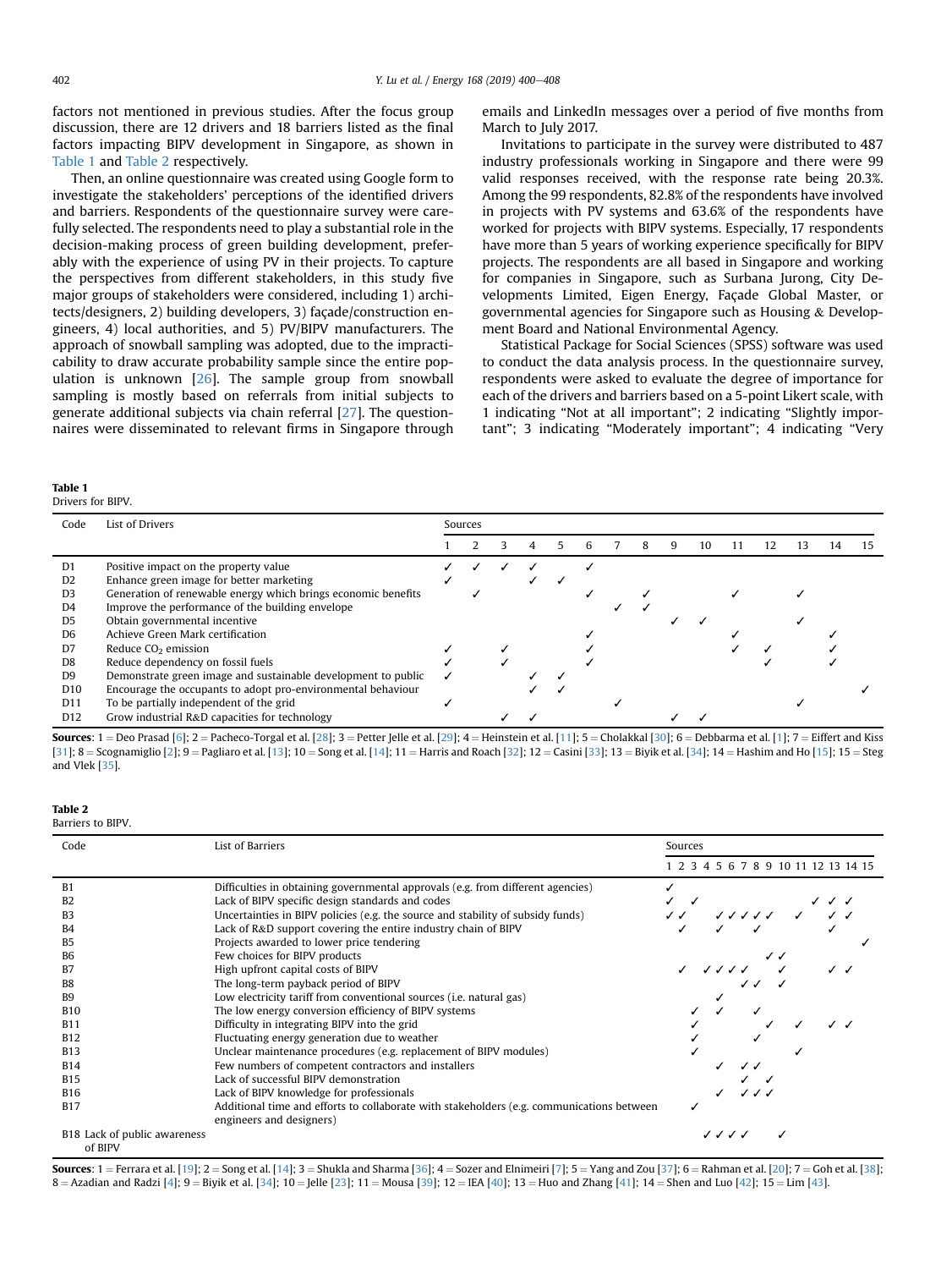factors not mentioned in previous studies. After the focus group discussion, there are 12 drivers and 18 barriers listed as the final factors impacting BIPV development in Singapore, as shown in Table 1 and Table 2 respectively.

Then, an online questionnaire was created using Google form to investigate the stakeholders' perceptions of the identified drivers and barriers. Respondents of the questionnaire survey were carefully selected. The respondents need to play a substantial role in the decision-making process of green building development, preferably with the experience of using PV in their projects. To capture the perspectives from different stakeholders, in this study five major groups of stakeholders were considered, including 1) architects/designers, 2) building developers, 3) façade/construction engineers, 4) local authorities, and 5) PV/BIPV manufacturers. The approach of snowball sampling was adopted, due to the impracticability to draw accurate probability sample since the entire population is unknown [26]. The sample group from snowball sampling is mostly based on referrals from initial subjects to generate additional subjects via chain referral [27]. The questionnaires were disseminated to relevant firms in Singapore through emails and LinkedIn messages over a period of five months from March to July 2017.

Invitations to participate in the survey were distributed to 487 industry professionals working in Singapore and there were 99 valid responses received, with the response rate being 20.3%. Among the 99 respondents, 82.8% of the respondents have involved in projects with PV systems and 63.6% of the respondents have worked for projects with BIPV systems. Especially, 17 respondents have more than 5 years of working experience specifically for BIPV projects. The respondents are all based in Singapore and working for companies in Singapore, such as Surbana Jurong, City Developments Limited, Eigen Energy, Façade Global Master, or governmental agencies for Singapore such as Housing & Development Board and National Environmental Agency.

Statistical Package for Social Sciences (SPSS) software was used to conduct the data analysis process. In the questionnaire survey, respondents were asked to evaluate the degree of importance for each of the drivers and barriers based on a 5-point Likert scale, with 1 indicating "Not at all important"; 2 indicating "Slightly important"; 3 indicating "Moderately important"; 4 indicating "Very

**Table 1**
Drivers for BIPV.

| Code | List of Drivers | Sources | | | | | | | | | | | | | | |
|---|---|---|---|---|---|---|---|---|---|---|---|---|---|---|---|---|
| | | 1 | 2 | 3 | 4 | 5 | 6 | 7 | 8 | 9 | 10 | 11 | 12 | 13 | 14 | 15 |
| D1 | Positive impact on the property value | ✓ | ✓ | ✓ | ✓ | | ✓ | | | | | | | | | |
| D2 | Enhance green image for better marketing | ✓ | | | ✓ | ✓ | | | | | | | | | | |
| D3 | Generation of renewable energy which brings economic benefits | | ✓ | | | | ✓ | | ✓ | | | ✓ | | ✓ | | |
| D4 | Improve the performance of the building envelope | | | | | | | ✓ | ✓ | | | | | | | |
| D5 | Obtain governmental incentive | | | | | | | | | ✓ | ✓ | | | ✓ | | |
| D6 | Achieve Green Mark certification | | | | | | ✓ | | | | | ✓ | | | ✓ | |
| D7 | Reduce $CO_2$ emission | ✓ | | ✓ | | | ✓ | | | | | ✓ | ✓ | | ✓ | |
| D8 | Reduce dependency on fossil fuels | ✓ | | ✓ | | | ✓ | | | | | | ✓ | | ✓ | |
| D9 | Demonstrate green image and sustainable development to public | ✓ | | | ✓ | ✓ | | | | | | | | | | |
| D10 | Encourage the occupants to adopt pro-environmental behaviour | | | | ✓ | ✓ | | | | | | | | | | ✓ |
| D11 | To be partially independent of the grid | ✓ | | | | | | ✓ | | | | | | ✓ | | |
| D12 | Grow industrial R&D capacities for technology | | | ✓ | ✓ | | | | | ✓ | ✓ | | | | | |

**Sources**: 1 = Deo Prasad [6]; 2 = Pacheco-Torgal et al. [28]; 3 = Petter Jelle et al. [29]; 4 = Heinstein et al. [11]; 5 = Cholakkal [30]; 6 = Debbarma et al. [1]; 7 = Eiffert and Kiss [31]; 8 = Scognamiglio [2]; 9 = Pagliaro et al. [13]; 10 = Song et al. [14]; 11 = Harris and Roach [32]; 12 = Casini [33]; 13 = Biyik et al. [34]; 14 = Hashim and Ho [15]; 15 = Steg and Vlek [35].

**Table 2**
Barriers to BIPV.

| Code | List of Barriers | Sources | | | | | | | | | | | | | | |
|---|---|---|---|---|---|---|---|---|---|---|---|---|---|---|---|---|
| | | 1 | 2 | 3 | 4 | 5 | 6 | 7 | 8 | 9 | 10 | 11 | 12 | 13 | 14 | 15 |
| B1 | Difficulties in obtaining governmental approvals (e.g. from different agencies) | ✓ | | | | | | | | | | | | | | |
| B2 | Lack of BIPV specific design standards and codes | ✓ | | ✓ | | | | | | | | | ✓ | ✓ | ✓ | |
| B3 | Uncertainties in BIPV policies (e.g. the source and stability of subsidy funds) | ✓ | ✓ | | | ✓ | ✓ | ✓ | ✓ | ✓ | | ✓ | | ✓ | ✓ | |
| B4 | Lack of R&D support covering the entire industry chain of BIPV | | ✓ | | | ✓ | | | ✓ | | | | | ✓ | | |
| B5 | Projects awarded to lower price tendering | | | | | | | | | | | | | | | ✓ |
| B6 | Few choices for BIPV products | | | | | | | | | ✓ | ✓ | | | | | |
| B7 | High upfront capital costs of BIPV | | ✓ | | ✓ | ✓ | ✓ | ✓ | | | ✓ | | | ✓ | ✓ | |
| B8 | The long-term payback period of BIPV | | | | | | | ✓ | ✓ | | ✓ | | | | | |
| B9 | Low electricity tariff from conventional sources (i.e. natural gas) | | | | | ✓ | | | | | | | | | | |
| B10 | The low energy conversion efficiency of BIPV systems | | | ✓ | | ✓ | | | ✓ | | | | | | | |
| B11 | Difficulty in integrating BIPV into the grid | | | ✓ | | | | | | ✓ | | ✓ | | ✓ | ✓ | |
| B12 | Fluctuating energy generation due to weather | | | ✓ | | | | | ✓ | | | | | | | |
| B13 | Unclear maintenance procedures (e.g. replacement of BIPV modules) | | | ✓ | | | | | | | | ✓ | | | | |
| B14 | Few numbers of competent contractors and installers | | | | | ✓ | | ✓ | ✓ | | | | | | | |
| B15 | Lack of successful BIPV demonstration | | | | | | | ✓ | | ✓ | | | | | | |
| B16 | Lack of BIPV knowledge for professionals | | | | | ✓ | | ✓ | ✓ | ✓ | | | | | | |
| B17 | Additional time and efforts to collaborate with stakeholders (e.g. communications between engineers and designers) | | | ✓ | | | | | | | | | | | | |
| B18 | Lack of public awareness of BIPV | | | | ✓ | ✓ | ✓ | ✓ | | | ✓ | | | | | |

**Sources**: 1 = Ferrara et al. [19]; 2 = Song et al. [14]; 3 = Shukla and Sharma [36]; 4 = Sozer and Elnimeiri [7]; 5 = Yang and Zou [37]; 6 = Rahman et al. [20]; 7 = Goh et al. [38]; 8 = Azadian and Radzi [4]; 9 = Biyik et al. [34]; 10 = Jelle [23]; 11 = Mousa [39]; 12 = IEA [40]; 13 = Huo and Zhang [41]; 14 = Shen and Luo [42]; 15 = Lim [43].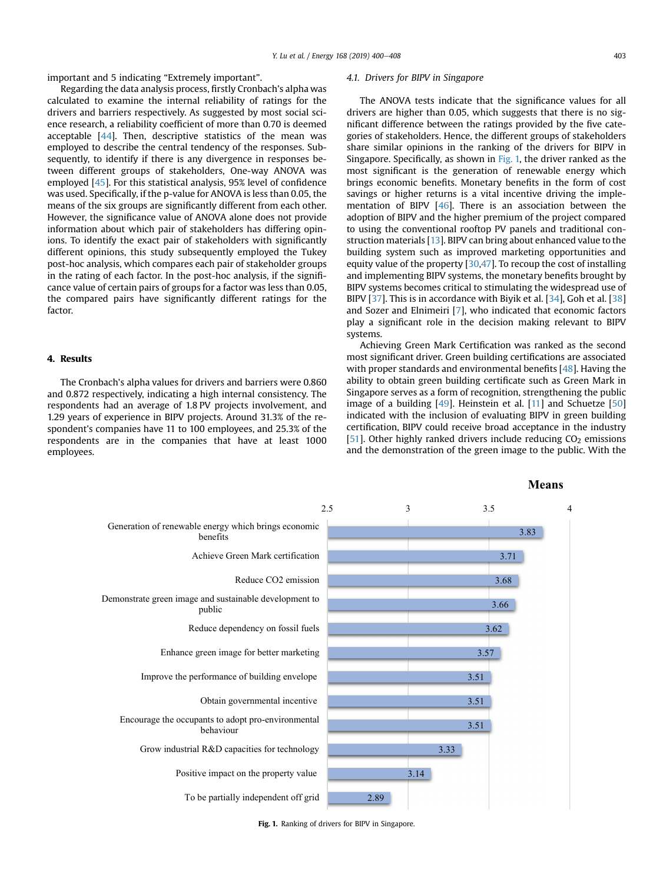important and 5 indicating "Extremely important".

Regarding the data analysis process, firstly Cronbach's alpha was calculated to examine the internal reliability of ratings for the drivers and barriers respectively. As suggested by most social science research, a reliability coefficient of more than 0.70 is deemed acceptable [44]. Then, descriptive statistics of the mean was employed to describe the central tendency of the responses. Subsequently, to identify if there is any divergence in responses between different groups of stakeholders, One-way ANOVA was employed [45]. For this statistical analysis, 95% level of confidence was used. Specifically, if the p-value for ANOVA is less than 0.05, the means of the six groups are significantly different from each other. However, the significance value of ANOVA alone does not provide information about which pair of stakeholders has differing opinions. To identify the exact pair of stakeholders with significantly different opinions, this study subsequently employed the Tukey post-hoc analysis, which compares each pair of stakeholder groups in the rating of each factor. In the post-hoc analysis, if the significance value of certain pairs of groups for a factor was less than 0.05, the compared pairs have significantly different ratings for the factor.

## 4. Results

The Cronbach's alpha values for drivers and barriers were 0.860 and 0.872 respectively, indicating a high internal consistency. The respondents had an average of 1.8 PV projects involvement, and 1.29 years of experience in BIPV projects. Around 31.3% of the respondent's companies have 11 to 100 employees, and 25.3% of the respondents are in the companies that have at least 1000 employees.

### 4.1. Drivers for BIPV in Singapore

The ANOVA tests indicate that the significance values for all drivers are higher than 0.05, which suggests that there is no significant difference between the ratings provided by the five categories of stakeholders. Hence, the different groups of stakeholders share similar opinions in the ranking of the drivers for BIPV in Singapore. Specifically, as shown in Fig. 1, the driver ranked as the most significant is the generation of renewable energy which brings economic benefits. Monetary benefits in the form of cost savings or higher returns is a vital incentive driving the implementation of BIPV [46]. There is an association between the adoption of BIPV and the higher premium of the project compared to using the conventional rooftop PV panels and traditional construction materials [13]. BIPV can bring about enhanced value to the building system such as improved marketing opportunities and equity value of the property [30,47]. To recoup the cost of installing and implementing BIPV systems, the monetary benefits brought by BIPV systems becomes critical to stimulating the widespread use of BIPV [37]. This is in accordance with Biyik et al. [34], Goh et al. [38] and Sozer and Elnimeiri [7], who indicated that economic factors play a significant role in the decision making relevant to BIPV systems.

Achieving Green Mark Certification was ranked as the second most significant driver. Green building certifications are associated with proper standards and environmental benefits [48]. Having the ability to obtain green building certificate such as Green Mark in Singapore serves as a form of recognition, strengthening the public image of a building [49]. Heinstein et al. [11] and Schuetze [50] indicated with the inclusion of evaluating BIPV in green building certification, BIPV could receive broad acceptance in the industry [51]. Other highly ranked drivers include reducing $CO_2$ emissions and the demonstration of the green image to the public. With the

| Driver | Means |
| --- | --- |
| Generation of renewable energy which brings economic benefits | 3.83 |
| Achieve Green Mark certification | 3.71 |
| Reduce CO2 emission | 3.68 |
| Demonstrate green image and sustainable development to public | 3.66 |
| Reduce dependency on fossil fuels | 3.62 |
| Enhance green image for better marketing | 3.57 |
| Improve the performance of building envelope | 3.51 |
| Obtain governmental incentive | 3.51 |
| Encourage the occupants to adopt pro-environmental behaviour | 3.51 |
| Grow industrial R&D capacities for technology | 3.33 |
| Positive impact on the property value | 3.14 |
| To be partially independent off grid | 2.89 |

**Fig. 1.** Ranking of drivers for BIPV in Singapore.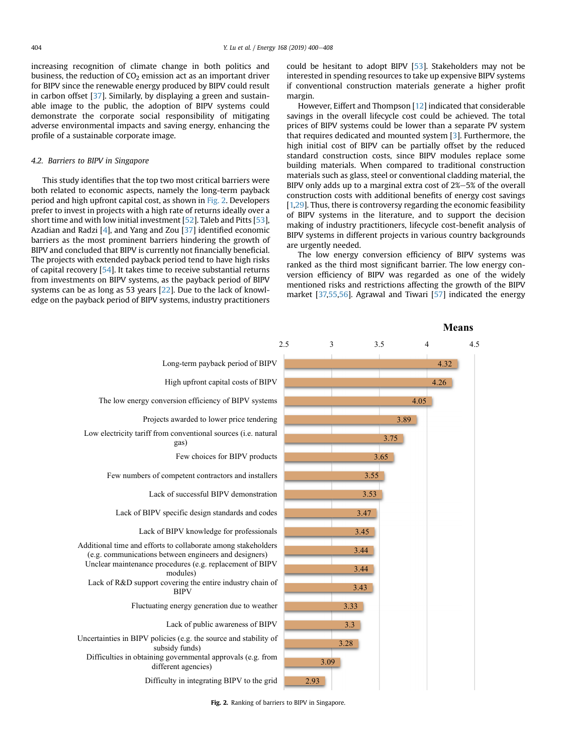increasing recognition of climate change in both politics and business, the reduction of $CO_2$ emission act as an important driver for BIPV since the renewable energy produced by BIPV could result in carbon offset [37]. Similarly, by displaying a green and sustainable image to the public, the adoption of BIPV systems could demonstrate the corporate social responsibility of mitigating adverse environmental impacts and saving energy, enhancing the profile of a sustainable corporate image.

### 4.2. Barriers to BIPV in Singapore

This study identifies that the top two most critical barriers were both related to economic aspects, namely the long-term payback period and high upfront capital cost, as shown in Fig. 2. Developers prefer to invest in projects with a high rate of returns ideally over a short time and with low initial investment [52]. Taleb and Pitts [53], Azadian and Radzi [4], and Yang and Zou [37] identified economic barriers as the most prominent barriers hindering the growth of BIPV and concluded that BIPV is currently not financially beneficial. The projects with extended payback period tend to have high risks of capital recovery [54]. It takes time to receive substantial returns from investments on BIPV systems, as the payback period of BIPV systems can be as long as 53 years [22]. Due to the lack of knowledge on the payback period of BIPV systems, industry practitioners could be hesitant to adopt BIPV [53]. Stakeholders may not be interested in spending resources to take up expensive BIPV systems if conventional construction materials generate a higher profit margin.

However, Eiffert and Thompson [12] indicated that considerable savings in the overall lifecycle cost could be achieved. The total prices of BIPV systems could be lower than a separate PV system that requires dedicated and mounted system [3]. Furthermore, the high initial cost of BIPV can be partially offset by the reduced standard construction costs, since BIPV modules replace some building materials. When compared to traditional construction materials such as glass, steel or conventional cladding material, the BIPV only adds up to a marginal extra cost of 2%–5% of the overall construction costs with additional benefits of energy cost savings [1,29]. Thus, there is controversy regarding the economic feasibility of BIPV systems in the literature, and to support the decision making of industry practitioners, lifecycle cost-benefit analysis of BIPV systems in different projects in various country backgrounds are urgently needed.

The low energy conversion efficiency of BIPV systems was ranked as the third most significant barrier. The low energy conversion efficiency of BIPV was regarded as one of the widely mentioned risks and restrictions affecting the growth of the BIPV market [37,55,56]. Agrawal and Tiwari [57] indicated the energy

| Barrier | Means |
|---|---|
| Long-term payback period of BIPV | 4.32 |
| High upfront capital costs of BIPV | 4.26 |
| The low energy conversion efficiency of BIPV systems | 4.05 |
| Projects awarded to lower price tendering | 3.89 |
| Low electricity tariff from conventional sources (i.e. natural gas) | 3.75 |
| Few choices for BIPV products | 3.65 |
| Few numbers of competent contractors and installers | 3.55 |
| Lack of successful BIPV demonstration | 3.53 |
| Lack of BIPV specific design standards and codes | 3.47 |
| Lack of BIPV knowledge for professionals | 3.45 |
| Additional time and efforts to collaborate among stakeholders (e.g. communications between engineers and designers) | 3.44 |
| Unclear maintenance procedures (e.g. replacement of BIPV modules) | 3.44 |
| Lack of R&D support covering the entire industry chain of BIPV | 3.43 |
| Fluctuating energy generation due to weather | 3.33 |
| Lack of public awareness of BIPV | 3.3 |
| Uncertainties in BIPV policies (e.g. the source and stability of subsidy funds) | 3.28 |
| Difficulties in obtaining governmental approvals (e.g. from different agencies) | 3.09 |
| Difficulty in integrating BIPV to the grid | 2.93 |

**Fig. 2.** Ranking of barriers to BIPV in Singapore.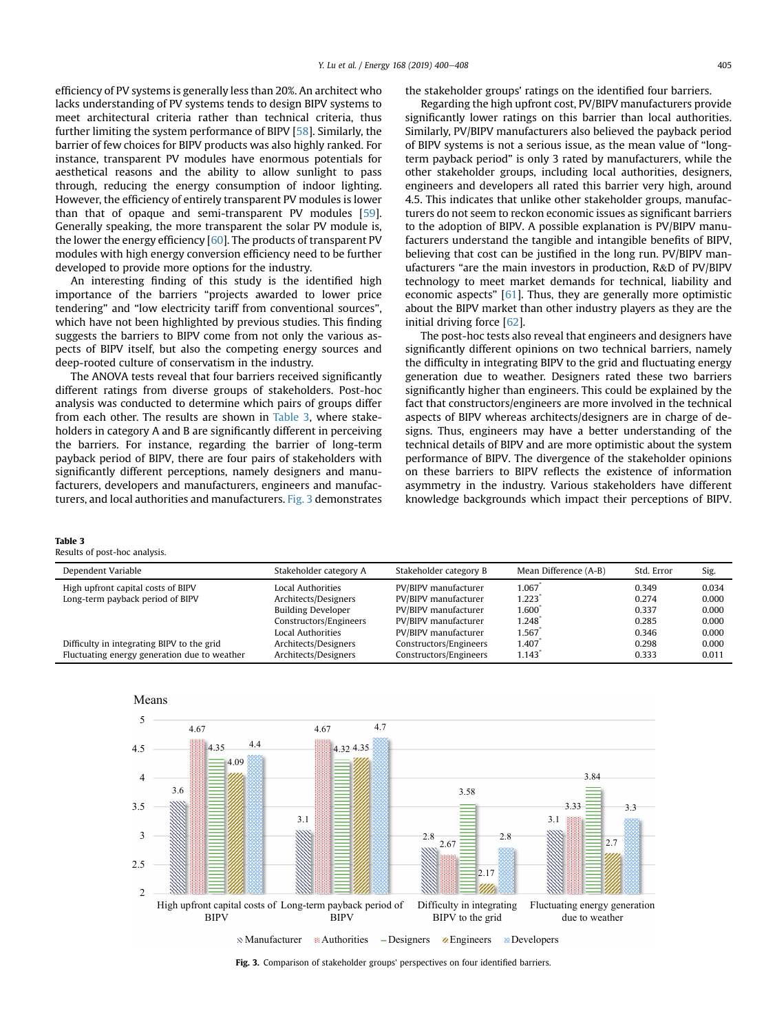efficiency of PV systems is generally less than 20%. An architect who lacks understanding of PV systems tends to design BIPV systems to meet architectural criteria rather than technical criteria, thus further limiting the system performance of BIPV [58]. Similarly, the barrier of few choices for BIPV products was also highly ranked. For instance, transparent PV modules have enormous potentials for aesthetical reasons and the ability to allow sunlight to pass through, reducing the energy consumption of indoor lighting. However, the efficiency of entirely transparent PV modules is lower than that of opaque and semi-transparent PV modules [59]. Generally speaking, the more transparent the solar PV module is, the lower the energy efficiency [60]. The products of transparent PV modules with high energy conversion efficiency need to be further developed to provide more options for the industry.

An interesting finding of this study is the identified high importance of the barriers "projects awarded to lower price tendering" and "low electricity tariff from conventional sources", which have not been highlighted by previous studies. This finding suggests the barriers to BIPV come from not only the various aspects of BIPV itself, but also the competing energy sources and deep-rooted culture of conservatism in the industry.

The ANOVA tests reveal that four barriers received significantly different ratings from diverse groups of stakeholders. Post-hoc analysis was conducted to determine which pairs of groups differ from each other. The results are shown in Table 3, where stakeholders in category A and B are significantly different in perceiving the barriers. For instance, regarding the barrier of long-term payback period of BIPV, there are four pairs of stakeholders with significantly different perceptions, namely designers and manufacturers, developers and manufacturers, engineers and manufacturers, and local authorities and manufacturers. Fig. 3 demonstrates the stakeholder groups' ratings on the identified four barriers.

Regarding the high upfront cost, PV/BIPV manufacturers provide significantly lower ratings on this barrier than local authorities. Similarly, PV/BIPV manufacturers also believed the payback period of BIPV systems is not a serious issue, as the mean value of "long-term payback period" is only 3 rated by manufacturers, while the other stakeholder groups, including local authorities, designers, engineers and developers all rated this barrier very high, around 4.5. This indicates that unlike other stakeholder groups, manufacturers do not seem to reckon economic issues as significant barriers to the adoption of BIPV. A possible explanation is PV/BIPV manufacturers understand the tangible and intangible benefits of BIPV, believing that cost can be justified in the long run. PV/BIPV manufacturers "are the main investors in production, R&D of PV/BIPV technology to meet market demands for technical, liability and economic aspects" [61]. Thus, they are generally more optimistic about the BIPV market than other industry players as they are the initial driving force [62].

The post-hoc tests also reveal that engineers and designers have significantly different opinions on two technical barriers, namely the difficulty in integrating BIPV to the grid and fluctuating energy generation due to weather. Designers rated these two barriers significantly higher than engineers. This could be explained by the fact that constructors/engineers are more involved in the technical aspects of BIPV whereas architects/designers are in charge of designs. Thus, engineers may have a better understanding of the technical details of BIPV and are more optimistic about the system performance of BIPV. The divergence of the stakeholder opinions on these barriers to BIPV reflects the existence of information asymmetry in the industry. Various stakeholders have different knowledge backgrounds which impact their perceptions of BIPV.

**Table 3**
Results of post-hoc analysis.

| Dependent Variable | Stakeholder category A | Stakeholder category B | Mean Difference (A-B) | Std. Error | Sig. |
|---|---|---|---|---|---|
| High upfront capital costs of BIPV | Local Authorities | PV/BIPV manufacturer | 1.067* | 0.349 | 0.034 |
| Long-term payback period of BIPV | Architects/Designers | PV/BIPV manufacturer | 1.223* | 0.274 | 0.000 |
| | Building Developer | PV/BIPV manufacturer | 1.600* | 0.337 | 0.000 |
| | Constructors/Engineers | PV/BIPV manufacturer | 1.248* | 0.285 | 0.000 |
| | Local Authorities | PV/BIPV manufacturer | 1.567* | 0.346 | 0.000 |
| Difficulty in integrating BIPV to the grid | Architects/Designers | Constructors/Engineers | 1.407* | 0.298 | 0.000 |
| Fluctuating energy generation due to weather | Architects/Designers | Constructors/Engineers | 1.143* | 0.333 | 0.011 |

| Means | Manufacturer | Authorities | Designers | Engineers | Developers |
|---|---|---|---|---|---|
| High upfront capital costs of BIPV | 3.6 | 4.67 | 4.35 | 4.09 | 4.4 |
| Long-term payback period of BIPV | 3.1 | 4.67 | 4.32 | 4.35 | 4.7 |
| Difficulty in integrating BIPV to the grid | 2.8 | 2.67 | 3.58 | 2.17 | 2.8 |
| Fluctuating energy generation due to weather | 3.1 | 3.33 | 3.84 | 2.7 | 3.3 |

**Fig. 3.** Comparison of stakeholder groups' perspectives on four identified barriers.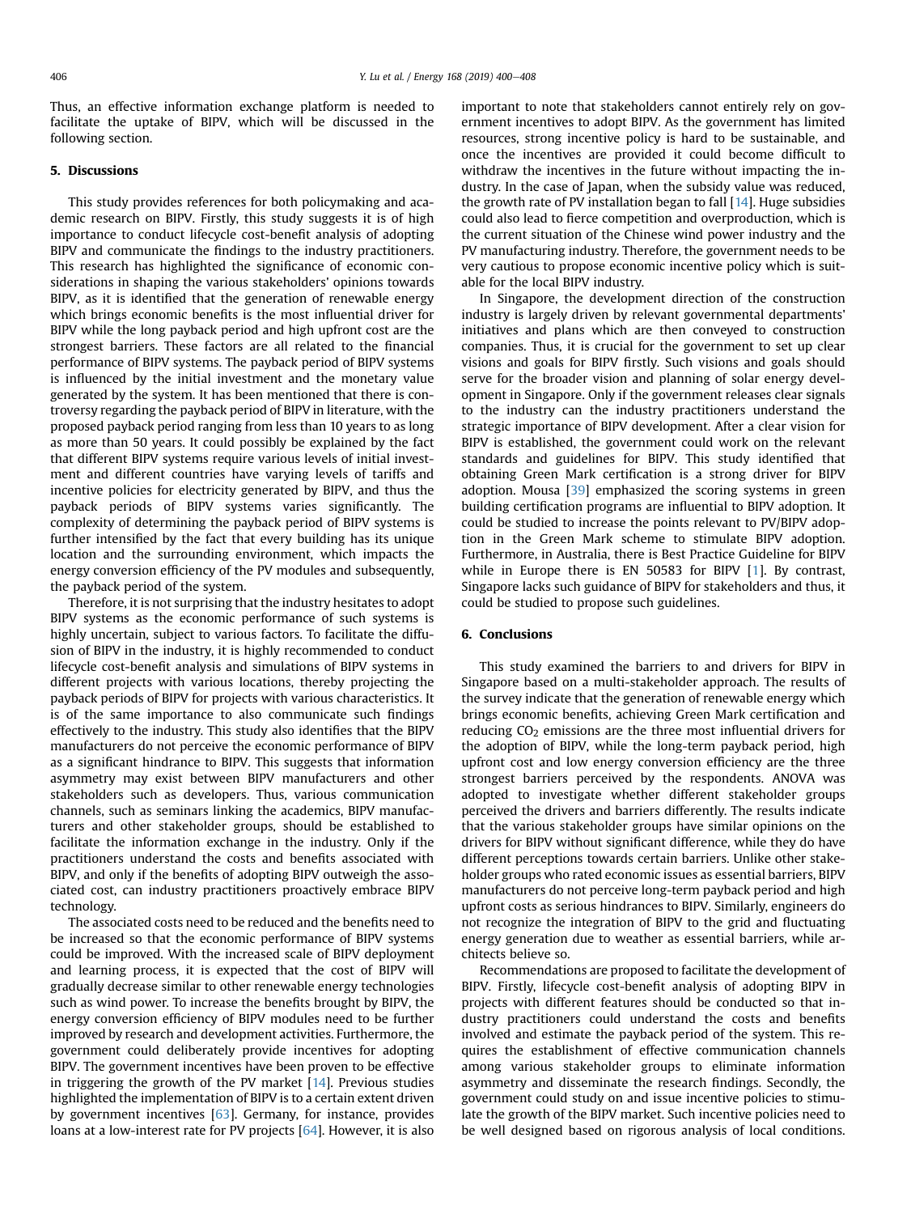Thus, an effective information exchange platform is needed to facilitate the uptake of BIPV, which will be discussed in the following section.

## 5. Discussions

This study provides references for both policymaking and academic research on BIPV. Firstly, this study suggests it is of high importance to conduct lifecycle cost-benefit analysis of adopting BIPV and communicate the findings to the industry practitioners. This research has highlighted the significance of economic considerations in shaping the various stakeholders' opinions towards BIPV, as it is identified that the generation of renewable energy which brings economic benefits is the most influential driver for BIPV while the long payback period and high upfront cost are the strongest barriers. These factors are all related to the financial performance of BIPV systems. The payback period of BIPV systems is influenced by the initial investment and the monetary value generated by the system. It has been mentioned that there is controversy regarding the payback period of BIPV in literature, with the proposed payback period ranging from less than 10 years to as long as more than 50 years. It could possibly be explained by the fact that different BIPV systems require various levels of initial investment and different countries have varying levels of tariffs and incentive policies for electricity generated by BIPV, and thus the payback periods of BIPV systems varies significantly. The complexity of determining the payback period of BIPV systems is further intensified by the fact that every building has its unique location and the surrounding environment, which impacts the energy conversion efficiency of the PV modules and subsequently, the payback period of the system.

Therefore, it is not surprising that the industry hesitates to adopt BIPV systems as the economic performance of such systems is highly uncertain, subject to various factors. To facilitate the diffusion of BIPV in the industry, it is highly recommended to conduct lifecycle cost-benefit analysis and simulations of BIPV systems in different projects with various locations, thereby projecting the payback periods of BIPV for projects with various characteristics. It is of the same importance to also communicate such findings effectively to the industry. This study also identifies that the BIPV manufacturers do not perceive the economic performance of BIPV as a significant hindrance to BIPV. This suggests that information asymmetry may exist between BIPV manufacturers and other stakeholders such as developers. Thus, various communication channels, such as seminars linking the academics, BIPV manufacturers and other stakeholder groups, should be established to facilitate the information exchange in the industry. Only if the practitioners understand the costs and benefits associated with BIPV, and only if the benefits of adopting BIPV outweigh the associated cost, can industry practitioners proactively embrace BIPV technology.

The associated costs need to be reduced and the benefits need to be increased so that the economic performance of BIPV systems could be improved. With the increased scale of BIPV deployment and learning process, it is expected that the cost of BIPV will gradually decrease similar to other renewable energy technologies such as wind power. To increase the benefits brought by BIPV, the energy conversion efficiency of BIPV modules need to be further improved by research and development activities. Furthermore, the government could deliberately provide incentives for adopting BIPV. The government incentives have been proven to be effective in triggering the growth of the PV market [14]. Previous studies highlighted the implementation of BIPV is to a certain extent driven by government incentives [63]. Germany, for instance, provides loans at a low-interest rate for PV projects [64]. However, it is also important to note that stakeholders cannot entirely rely on government incentives to adopt BIPV. As the government has limited resources, strong incentive policy is hard to be sustainable, and once the incentives are provided it could become difficult to withdraw the incentives in the future without impacting the industry. In the case of Japan, when the subsidy value was reduced, the growth rate of PV installation began to fall [14]. Huge subsidies could also lead to fierce competition and overproduction, which is the current situation of the Chinese wind power industry and the PV manufacturing industry. Therefore, the government needs to be very cautious to propose economic incentive policy which is suitable for the local BIPV industry.

In Singapore, the development direction of the construction industry is largely driven by relevant governmental departments' initiatives and plans which are then conveyed to construction companies. Thus, it is crucial for the government to set up clear visions and goals for BIPV firstly. Such visions and goals should serve for the broader vision and planning of solar energy development in Singapore. Only if the government releases clear signals to the industry can the industry practitioners understand the strategic importance of BIPV development. After a clear vision for BIPV is established, the government could work on the relevant standards and guidelines for BIPV. This study identified that obtaining Green Mark certification is a strong driver for BIPV adoption. Mousa [39] emphasized the scoring systems in green building certification programs are influential to BIPV adoption. It could be studied to increase the points relevant to PV/BIPV adoption in the Green Mark scheme to stimulate BIPV adoption. Furthermore, in Australia, there is Best Practice Guideline for BIPV while in Europe there is EN 50583 for BIPV [1]. By contrast, Singapore lacks such guidance of BIPV for stakeholders and thus, it could be studied to propose such guidelines.

## 6. Conclusions

This study examined the barriers to and drivers for BIPV in Singapore based on a multi-stakeholder approach. The results of the survey indicate that the generation of renewable energy which brings economic benefits, achieving Green Mark certification and reducing $CO_2$ emissions are the three most influential drivers for the adoption of BIPV, while the long-term payback period, high upfront cost and low energy conversion efficiency are the three strongest barriers perceived by the respondents. ANOVA was adopted to investigate whether different stakeholder groups perceived the drivers and barriers differently. The results indicate that the various stakeholder groups have similar opinions on the drivers for BIPV without significant difference, while they do have different perceptions towards certain barriers. Unlike other stakeholder groups who rated economic issues as essential barriers, BIPV manufacturers do not perceive long-term payback period and high upfront costs as serious hindrances to BIPV. Similarly, engineers do not recognize the integration of BIPV to the grid and fluctuating energy generation due to weather as essential barriers, while architects believe so.

Recommendations are proposed to facilitate the development of BIPV. Firstly, lifecycle cost-benefit analysis of adopting BIPV in projects with different features should be conducted so that industry practitioners could understand the costs and benefits involved and estimate the payback period of the system. This requires the establishment of effective communication channels among various stakeholder groups to eliminate information asymmetry and disseminate the research findings. Secondly, the government could study on and issue incentive policies to stimulate the growth of the BIPV market. Such incentive policies need to be well designed based on rigorous analysis of local conditions.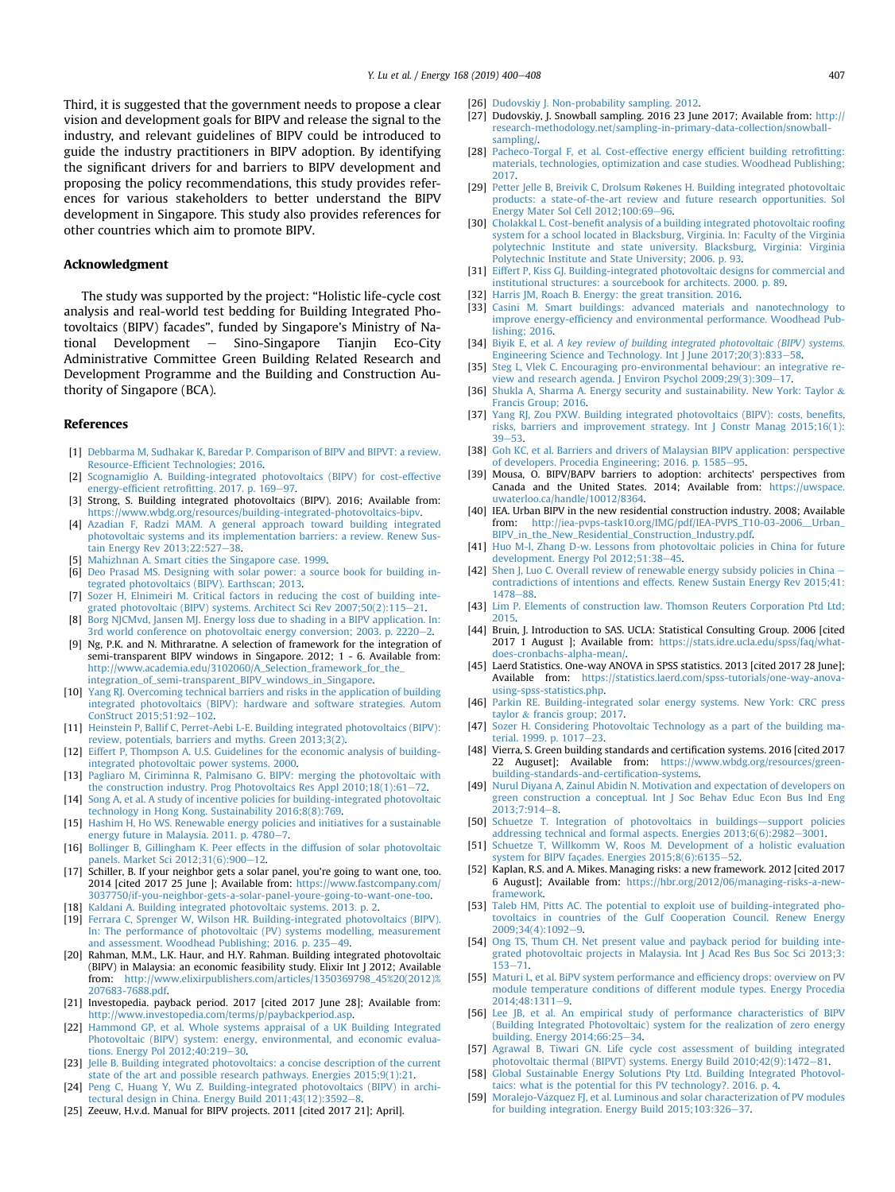Third, it is suggested that the government needs to propose a clear vision and development goals for BIPV and release the signal to the industry, and relevant guidelines of BIPV could be introduced to guide the industry practitioners in BIPV adoption. By identifying the significant drivers for and barriers to BIPV development and proposing the policy recommendations, this study provides references for various stakeholders to better understand the BIPV development in Singapore. This study also provides references for other countries which aim to promote BIPV.

## Acknowledgment

The study was supported by the project: "Holistic life-cycle cost analysis and real-world test bedding for Building Integrated Photovoltaics (BIPV) facades", funded by Singapore's Ministry of National Development — Sino-Singapore Tianjin Eco-City Administrative Committee Green Building Related Research and Development Programme and the Building and Construction Authority of Singapore (BCA).

## References

[1] Debbarma M, Sudhakar K, Baredar P. Comparison of BIPV and BIPVT: a review. Resource-Efficient Technologies; 2016.

[2] Scognamiglio A. Building-integrated photovoltaics (BIPV) for cost-effective energy-efficient retrofitting. 2017. p. 169–97.

[3] Strong, S. Building integrated photovoltaics (BIPV). 2016; Available from: https://www.wbdg.org/resources/building-integrated-photovoltaics-bipv.

[4] Azadian F, Radzi MAM. A general approach toward building integrated photovoltaic systems and its implementation barriers: a review. Renew Sustain Energy Rev 2013;22:527–38.

[5] Mahizhnan A. Smart cities the Singapore case. 1999.

[6] Deo Prasad MS. Designing with solar power: a source book for building integrated photovoltaics (BIPV). Earthscan; 2013.

[7] Sozer H, Elnimeiri M. Critical factors in reducing the cost of building integrated photovoltaic (BIPV) systems. Architect Sci Rev 2007;50(2):115–21.

[8] Borg NJCMvd, Jansen MJ. Energy loss due to shading in a BIPV application. In: 3rd world conference on photovoltaic energy conversion; 2003. p. 2220–2.

[9] Ng, P.K. and N. Mithraratne. A selection of framework for the integration of semi-transparent BIPV windows in Singapore. 2012; 1 - 6. Available from: http://www.academia.edu/3102060/A_Selection_framework_for_the_integration_of_semi-transparent_BIPV_windows_in_Singapore.

[10] Yang RJ. Overcoming technical barriers and risks in the application of building integrated photovoltaics (BIPV): hardware and software strategies. Autom ConStruct 2015;51:92–102.

[11] Heinstein P, Ballif C, Perret-Aebi L-E. Building integrated photovoltaics (BIPV): review, potentials, barriers and myths. Green 2013;3(2).

[12] Eiffert P, Thompson A. U.S. Guidelines for the economic analysis of building-integrated photovoltaic power systems. 2000.

[13] Pagliaro M, Ciriminna R, Palmisano G. BIPV: merging the photovoltaic with the construction industry. Prog Photovoltaics Res Appl 2010;18(1):61–72.

[14] Song A, et al. A study of incentive policies for building-integrated photovoltaic technology in Hong Kong. Sustainability 2016;8(8):769.

[15] Hashim H, Ho WS. Renewable energy policies and initiatives for a sustainable energy future in Malaysia. 2011. p. 4780–7.

[16] Bollinger B, Gillingham K. Peer effects in the diffusion of solar photovoltaic panels. Market Sci 2012;31(6):900–12.

[17] Schiller, B. If your neighbor gets a solar panel, you're going to want one, too. 2014 [cited 2017 25 June ]; Available from: https://www.fastcompany.com/3037750/if-you-neighbor-gets-a-solar-panel-youre-going-to-want-one-too.

[18] Kaldani A. Building integrated photovoltaic systems. 2013. p. 2.

[19] Ferrara C, Sprenger W, Wilson HR. Building-integrated photovoltaics (BIPV). In: The performance of photovoltaic (PV) systems modelling, measurement and assessment. Woodhead Publishing; 2016. p. 235–49.

[20] Rahman, M.M., L.K. Haur, and H.Y. Rahman. Building integrated photovoltaic (BIPV) in Malaysia: an economic feasibility study. Elixir Int J 2012; Available from: http://www.elixirpublishers.com/articles/1350369798_45%20(2012)%207683-7688.pdf.

[21] Investopedia. payback period. 2017 [cited 2017 June 28]; Available from: http://www.investopedia.com/terms/p/paybackperiod.asp.

[22] Hammond GP, et al. Whole systems appraisal of a UK Building Integrated Photovoltaic (BIPV) system: energy, environmental, and economic evaluations. Energy Pol 2012;40:219–30.

[23] Jelle B. Building integrated photovoltaics: a concise description of the current state of the art and possible research pathways. Energies 2015;9(1):21.

[24] Peng C, Huang Y, Wu Z. Building-integrated photovoltaics (BIPV) in architectural design in China. Energy Build 2011;43(12):3592–8.

[25] Zeeuw, H.v.d. Manual for BIPV projects. 2011 [cited 2017 21]; April].

[26] Dudovskiy J. Non-probability sampling. 2012.

[27] Dudovskiy, J. Snowball sampling. 2016 23 June 2017; Available from: http://research-methodology.net/sampling-in-primary-data-collection/snowball-sampling/.

[28] Pacheco-Torgal F, et al. Cost-effective energy efficient building retrofitting: materials, technologies, optimization and case studies. Woodhead Publishing; 2017.

[29] Petter Jelle B, Breivik C, Drolsum Røkenes H. Building integrated photovoltaic products: a state-of-the-art review and future research opportunities. Sol Energy Mater Sol Cell 2012;100:69–96.

[30] Cholakkal L. Cost-benefit analysis of a building integrated photovoltaic roofing system for a school located in Blacksburg, Virginia. In: Faculty of the Virginia polytechnic Institute and state university. Blacksburg, Virginia: Virginia Polytechnic Institute and State University; 2006. p. 93.

[31] Eiffert P, Kiss GJ. Building-integrated photovoltaic designs for commercial and institutional structures: a sourcebook for architects. 2000. p. 89.

[32] Harris JM, Roach B. Energy: the great transition. 2016.

[33] Casini M. Smart buildings: advanced materials and nanotechnology to improve energy-efficiency and environmental performance. Woodhead Publishing; 2016.

[34] Biyik E, et al. *A key review of building integrated photovoltaic (BIPV) systems.* Engineering Science and Technology. Int J June 2017;20(3):833–58.

[35] Steg L, Vlek C. Encouraging pro-environmental behaviour: an integrative review and research agenda. J Environ Psychol 2009;29(3):309–17.

[36] Shukla A, Sharma A. Energy security and sustainability. New York: Taylor & Francis Group; 2016.

[37] Yang RJ, Zou PXW. Building integrated photovoltaics (BIPV): costs, benefits, risks, barriers and improvement strategy. Int J Constr Manag 2015;16(1):39–53.

[38] Goh KC, et al. Barriers and drivers of Malaysian BIPV application: perspective of developers. Procedia Engineering; 2016. p. 1585–95.

[39] Mousa, O. BIPV/BAPV barriers to adoption: architects' perspectives from Canada and the United States. 2014; Available from: https://uwspace.uwaterloo.ca/handle/10012/8364.

[40] IEA. Urban BIPV in the new residential construction industry. 2008; Available from: http://iea-pvps-task10.org/IMG/pdf/IEA-PVPS_T10-03-2006__Urban_BIPV_in_the_New_Residential_Construction_Industry.pdf.

[41] Huo M-l, Zhang D-w. Lessons from photovoltaic policies in China for future development. Energy Pol 2012;51:38–45.

[42] Shen J, Luo C. Overall review of renewable energy subsidy policies in China — contradictions of intentions and effects. Renew Sustain Energy Rev 2015;41:1478–88.

[43] Lim P. Elements of construction law. Thomson Reuters Corporation Ptd Ltd; 2015.

[44] Bruin, J. Introduction to SAS. UCLA: Statistical Consulting Group. 2006 [cited 2017 1 August ]; Available from: https://stats.idre.ucla.edu/spss/faq/what-does-cronbachs-alpha-mean/.

[45] Laerd Statistics. One-way ANOVA in SPSS statistics. 2013 [cited 2017 28 June]; Available from: https://statistics.laerd.com/spss-tutorials/one-way-anova-using-spss-statistics.php.

[46] Parkin RE. Building-integrated solar energy systems. New York: CRC press taylor & francis group; 2017.

[47] Sozer H. Considering Photovoltaic Technology as a part of the building material. 1999. p. 1017–23.

[48] Vierra, S. Green building standards and certification systems. 2016 [cited 2017 22 Auguset]; Available from: https://www.wbdg.org/resources/green-building-standards-and-certification-systems.

[49] Nurul Diyana A, Zainul Abidin N. Motivation and expectation of developers on green construction a conceptual. Int J Soc Behav Educ Econ Bus Ind Eng 2013;7:914–8.

[50] Schuetze T. Integration of photovoltaics in buildings—support policies addressing technical and formal aspects. Energies 2013;6(6):2982–3001.

[51] Schuetze T, Willkomm W, Roos M. Development of a holistic evaluation system for BIPV façades. Energies 2015;8(6):6135–52.

[52] Kaplan, R.S. and A. Mikes. Managing risks: a new framework. 2012 [cited 2017 6 August]; Available from: https://hbr.org/2012/06/managing-risks-a-new-framework.

[53] Taleb HM, Pitts AC. The potential to exploit use of building-integrated photovoltaics in countries of the Gulf Cooperation Council. Renew Energy 2009;34(4):1092–9.

[54] Ong TS, Thum CH. Net present value and payback period for building integrated photovoltaic projects in Malaysia. Int J Acad Res Bus Soc Sci 2013;3:153–71.

[55] Maturi L, et al. BiPV system performance and efficiency drops: overview on PV module temperature conditions of different module types. Energy Procedia 2014;48:1311–9.

[56] Lee JB, et al. An empirical study of performance characteristics of BIPV (Building Integrated Photovoltaic) system for the realization of zero energy building. Energy 2014;66:25–34.

[57] Agrawal B, Tiwari GN. Life cycle cost assessment of building integrated photovoltaic thermal (BIPVT) systems. Energy Build 2010;42(9):1472–81.

[58] Global Sustainable Energy Solutions Pty Ltd. Building Integrated Photovoltaics: what is the potential for this PV technology?. 2016. p. 4.

[59] Moralejo-Vázquez FJ, et al. Luminous and solar characterization of PV modules for building integration. Energy Build 2015;103:326–37.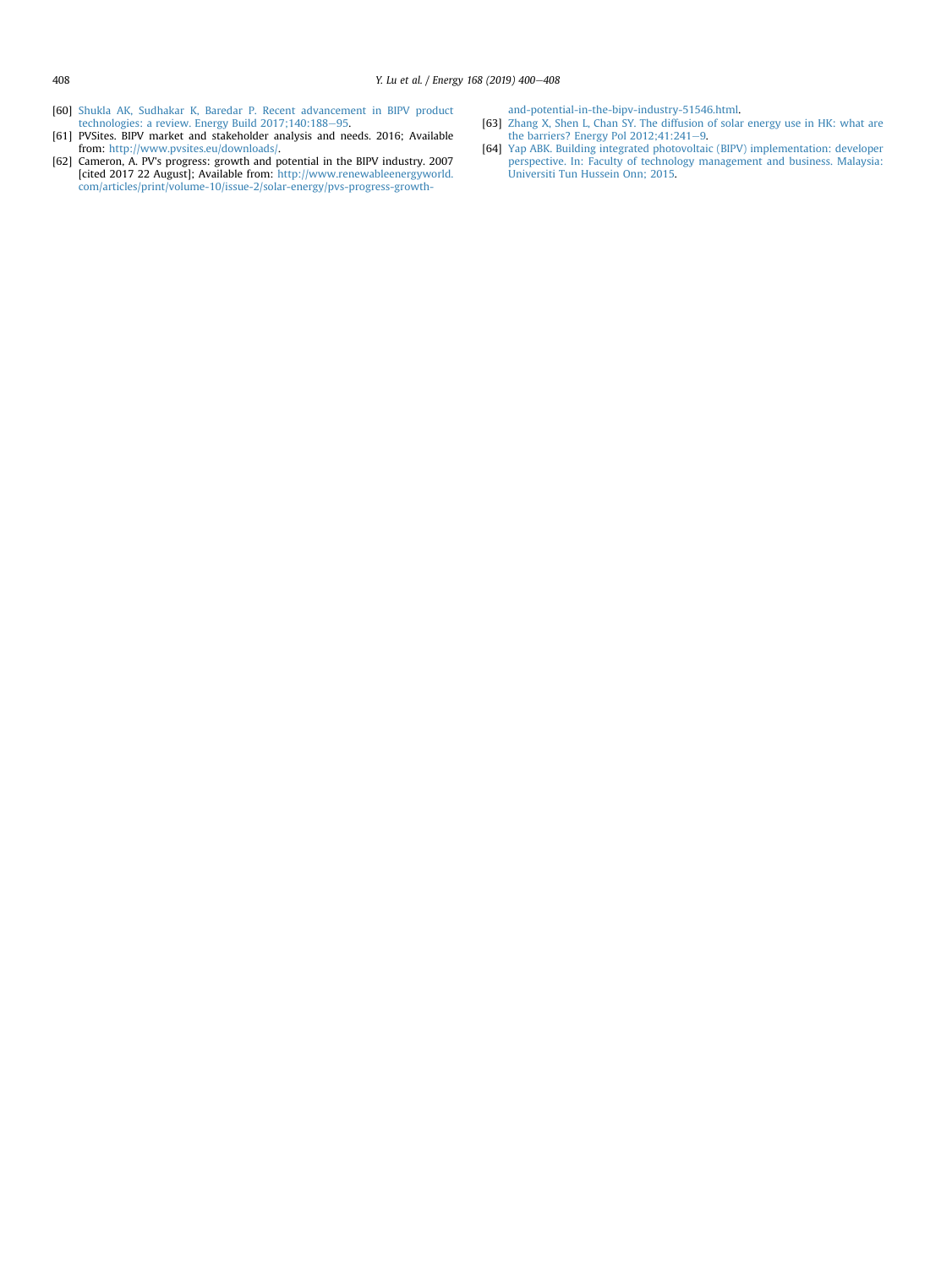[60] Shukla AK, Sudhakar K, Baredar P. Recent advancement in BIPV product technologies: a review. Energy Build 2017;140:188–95.

[61] PVSites. BIPV market and stakeholder analysis and needs. 2016; Available from: http://www.pvsites.eu/downloads/.

[62] Cameron, A. PV's progress: growth and potential in the BIPV industry. 2007 [cited 2017 22 August]; Available from: http://www.renewableenergyworld.com/articles/print/volume-10/issue-2/solar-energy/pvs-progress-growth-and-potential-in-the-bipv-industry-51546.html.

[63] Zhang X, Shen L, Chan SY. The diffusion of solar energy use in HK: what are the barriers? Energy Pol 2012;41:241–9.

[64] Yap ABK. Building integrated photovoltaic (BIPV) implementation: developer perspective. In: Faculty of technology management and business. Malaysia: Universiti Tun Hussein Onn; 2015.